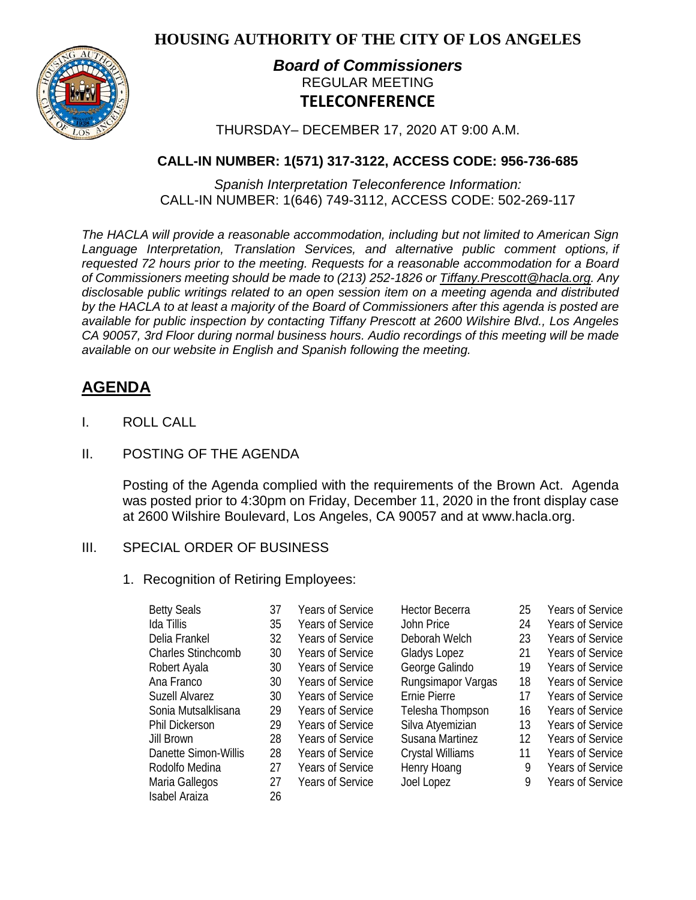# HOUSING AUTHORITY OF THE CITY OF LOS ANGELES

## *Board of Commissioners*

REGULAR MEETING

**TELECONFERENCE**

THURSDAY– DECEMBER 17, 2020 AT 9:00 A.M.

**CALL-IN NUMBER: 1(571) 317-3122, ACCESS CODE: 956-736-685**

*Spanish Interpretation Teleconference Information:*
CALL-IN NUMBER: 1(646) 749-3112, ACCESS CODE: 502-269-117

*The HACLA will provide a reasonable accommodation, including but not limited to American Sign Language Interpretation, Translation Services, and alternative public comment options, if requested 72 hours prior to the meeting. Requests for a reasonable accommodation for a Board of Commissioners meeting should be made to (213) 252-1826 or Tiffany.Prescott@hacla.org. Any disclosable public writings related to an open session item on a meeting agenda and distributed by the HACLA to at least a majority of the Board of Commissioners after this agenda is posted are available for public inspection by contacting Tiffany Prescott at 2600 Wilshire Blvd., Los Angeles CA 90057, 3rd Floor during normal business hours. Audio recordings of this meeting will be made available on our website in English and Spanish following the meeting.*

## AGENDA

I. ROLL CALL

II. POSTING OF THE AGENDA

Posting of the Agenda complied with the requirements of the Brown Act. Agenda was posted prior to 4:30pm on Friday, December 11, 2020 in the front display case at 2600 Wilshire Boulevard, Los Angeles, CA 90057 and at www.hacla.org.

III. SPECIAL ORDER OF BUSINESS

1. Recognition of Retiring Employees:

| | | | | | |
|---|---|---|---|---|---|
| Betty Seals | 37 | Years of Service | Hector Becerra | 25 | Years of Service |
| Ida Tillis | 35 | Years of Service | John Price | 24 | Years of Service |
| Delia Frankel | 32 | Years of Service | Deborah Welch | 23 | Years of Service |
| Charles Stinchcomb | 30 | Years of Service | Gladys Lopez | 21 | Years of Service |
| Robert Ayala | 30 | Years of Service | George Galindo | 19 | Years of Service |
| Ana Franco | 30 | Years of Service | Rungsimapor Vargas | 18 | Years of Service |
| Suzell Alvarez | 30 | Years of Service | Ernie Pierre | 17 | Years of Service |
| Sonia Mutsalklisana | 29 | Years of Service | Telesha Thompson | 16 | Years of Service |
| Phil Dickerson | 29 | Years of Service | Silva Atyemizian | 13 | Years of Service |
| Jill Brown | 28 | Years of Service | Susana Martinez | 12 | Years of Service |
| Danette Simon-Willis | 28 | Years of Service | Crystal Williams | 11 | Years of Service |
| Rodolfo Medina | 27 | Years of Service | Henry Hoang | 9 | Years of Service |
| Maria Gallegos | 27 | Years of Service | Joel Lopez | 9 | Years of Service |
| Isabel Araiza | 26 | | | | |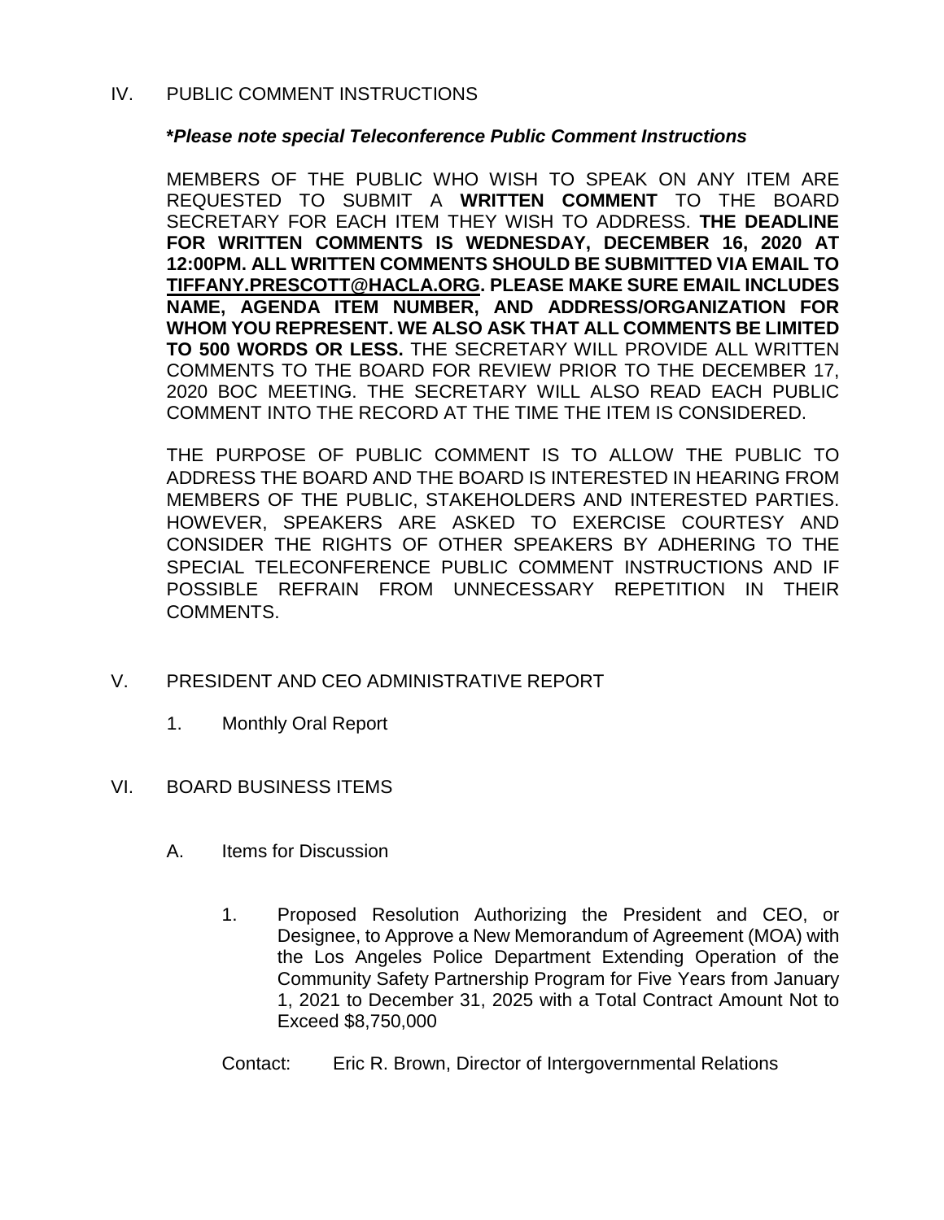## IV. PUBLIC COMMENT INSTRUCTIONS

***Please note special Teleconference Public Comment Instructions***

MEMBERS OF THE PUBLIC WHO WISH TO SPEAK ON ANY ITEM ARE REQUESTED TO SUBMIT A **WRITTEN COMMENT** TO THE BOARD SECRETARY FOR EACH ITEM THEY WISH TO ADDRESS. **THE DEADLINE FOR WRITTEN COMMENTS IS WEDNESDAY, DECEMBER 16, 2020 AT 12:00PM. ALL WRITTEN COMMENTS SHOULD BE SUBMITTED VIA EMAIL TO TIFFANY.PRESCOTT@HACLA.ORG. PLEASE MAKE SURE EMAIL INCLUDES NAME, AGENDA ITEM NUMBER, AND ADDRESS/ORGANIZATION FOR WHOM YOU REPRESENT. WE ALSO ASK THAT ALL COMMENTS BE LIMITED TO 500 WORDS OR LESS.** THE SECRETARY WILL PROVIDE ALL WRITTEN COMMENTS TO THE BOARD FOR REVIEW PRIOR TO THE DECEMBER 17, 2020 BOC MEETING. THE SECRETARY WILL ALSO READ EACH PUBLIC COMMENT INTO THE RECORD AT THE TIME THE ITEM IS CONSIDERED.

THE PURPOSE OF PUBLIC COMMENT IS TO ALLOW THE PUBLIC TO ADDRESS THE BOARD AND THE BOARD IS INTERESTED IN HEARING FROM MEMBERS OF THE PUBLIC, STAKEHOLDERS AND INTERESTED PARTIES. HOWEVER, SPEAKERS ARE ASKED TO EXERCISE COURTESY AND CONSIDER THE RIGHTS OF OTHER SPEAKERS BY ADHERING TO THE SPECIAL TELECONFERENCE PUBLIC COMMENT INSTRUCTIONS AND IF POSSIBLE REFRAIN FROM UNNECESSARY REPETITION IN THEIR COMMENTS.

## V. PRESIDENT AND CEO ADMINISTRATIVE REPORT

1. Monthly Oral Report

## VI. BOARD BUSINESS ITEMS

### A. Items for Discussion

1. Proposed Resolution Authorizing the President and CEO, or Designee, to Approve a New Memorandum of Agreement (MOA) with the Los Angeles Police Department Extending Operation of the Community Safety Partnership Program for Five Years from January 1, 2021 to December 31, 2025 with a Total Contract Amount Not to Exceed $8,750,000

Contact: Eric R. Brown, Director of Intergovernmental Relations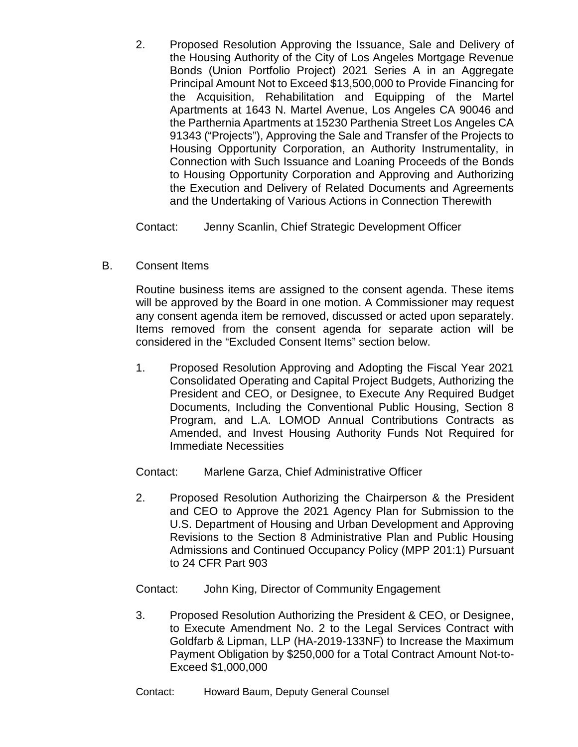2. Proposed Resolution Approving the Issuance, Sale and Delivery of the Housing Authority of the City of Los Angeles Mortgage Revenue Bonds (Union Portfolio Project) 2021 Series A in an Aggregate Principal Amount Not to Exceed $13,500,000 to Provide Financing for the Acquisition, Rehabilitation and Equipping of the Martel Apartments at 1643 N. Martel Avenue, Los Angeles CA 90046 and the Parthernia Apartments at 15230 Parthenia Street Los Angeles CA 91343 ("Projects"), Approving the Sale and Transfer of the Projects to Housing Opportunity Corporation, an Authority Instrumentality, in Connection with Such Issuance and Loaning Proceeds of the Bonds to Housing Opportunity Corporation and Approving and Authorizing the Execution and Delivery of Related Documents and Agreements and the Undertaking of Various Actions in Connection Therewith

   Contact: Jenny Scanlin, Chief Strategic Development Officer

B. Consent Items

   Routine business items are assigned to the consent agenda. These items will be approved by the Board in one motion. A Commissioner may request any consent agenda item be removed, discussed or acted upon separately. Items removed from the consent agenda for separate action will be considered in the "Excluded Consent Items" section below.

   1. Proposed Resolution Approving and Adopting the Fiscal Year 2021 Consolidated Operating and Capital Project Budgets, Authorizing the President and CEO, or Designee, to Execute Any Required Budget Documents, Including the Conventional Public Housing, Section 8 Program, and L.A. LOMOD Annual Contributions Contracts as Amended, and Invest Housing Authority Funds Not Required for Immediate Necessities

   Contact: Marlene Garza, Chief Administrative Officer

   2. Proposed Resolution Authorizing the Chairperson & the President and CEO to Approve the 2021 Agency Plan for Submission to the U.S. Department of Housing and Urban Development and Approving Revisions to the Section 8 Administrative Plan and Public Housing Admissions and Continued Occupancy Policy (MPP 201:1) Pursuant to 24 CFR Part 903

   Contact: John King, Director of Community Engagement

   3. Proposed Resolution Authorizing the President & CEO, or Designee, to Execute Amendment No. 2 to the Legal Services Contract with Goldfarb & Lipman, LLP (HA-2019-133NF) to Increase the Maximum Payment Obligation by $250,000 for a Total Contract Amount Not-to-Exceed $1,000,000

   Contact: Howard Baum, Deputy General Counsel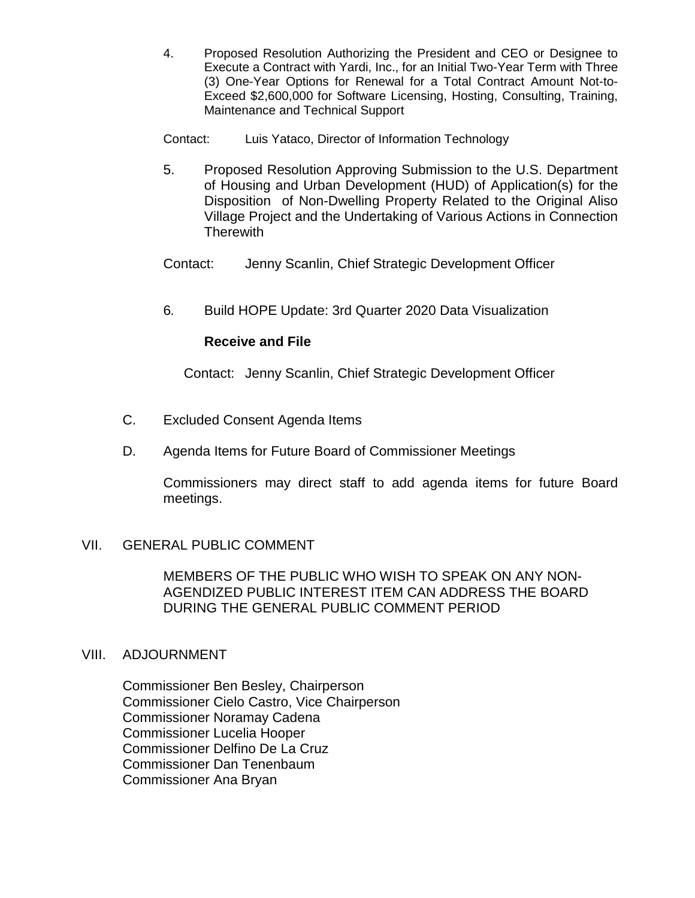4. Proposed Resolution Authorizing the President and CEO or Designee to Execute a Contract with Yardi, Inc., for an Initial Two-Year Term with Three (3) One-Year Options for Renewal for a Total Contract Amount Not-to-Exceed $2,600,000 for Software Licensing, Hosting, Consulting, Training, Maintenance and Technical Support

   Contact: Luis Yataco, Director of Information Technology

5. Proposed Resolution Approving Submission to the U.S. Department of Housing and Urban Development (HUD) of Application(s) for the Disposition of Non-Dwelling Property Related to the Original Aliso Village Project and the Undertaking of Various Actions in Connection Therewith

   Contact: Jenny Scanlin, Chief Strategic Development Officer

6. Build HOPE Update: 3rd Quarter 2020 Data Visualization

   **Receive and File**

   Contact: Jenny Scanlin, Chief Strategic Development Officer

C. Excluded Consent Agenda Items

D. Agenda Items for Future Board of Commissioner Meetings

   Commissioners may direct staff to add agenda items for future Board meetings.

VII. GENERAL PUBLIC COMMENT

MEMBERS OF THE PUBLIC WHO WISH TO SPEAK ON ANY NON-AGENDIZED PUBLIC INTEREST ITEM CAN ADDRESS THE BOARD DURING THE GENERAL PUBLIC COMMENT PERIOD

VIII. ADJOURNMENT

Commissioner Ben Besley, Chairperson
Commissioner Cielo Castro, Vice Chairperson
Commissioner Noramay Cadena
Commissioner Lucelia Hooper
Commissioner Delfino De La Cruz
Commissioner Dan Tenenbaum
Commissioner Ana Bryan